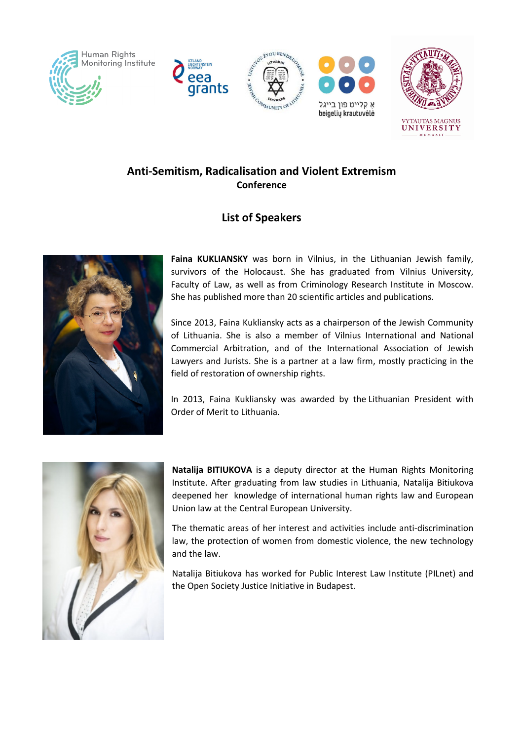# Anti-Semitism, Radicalisation and Violent Extremism

**Conference**

## List of Speakers

**Faina KUKLIANSKY** was born in Vilnius, in the Lithuanian Jewish family, survivors of the Holocaust. She has graduated from Vilnius University, Faculty of Law, as well as from Criminology Research Institute in Moscow. She has published more than 20 scientific articles and publications.

Since 2013, Faina Kukliansky acts as a chairperson of the Jewish Community of Lithuania. She is also a member of Vilnius International and National Commercial Arbitration, and of the International Association of Jewish Lawyers and Jurists. She is a partner at a law firm, mostly practicing in the field of restoration of ownership rights.

In 2013, Faina Kukliansky was awarded by the Lithuanian President with Order of Merit to Lithuania.

**Natalija BITIUKOVA** is a deputy director at the Human Rights Monitoring Institute. After graduating from law studies in Lithuania, Natalija Bitiukova deepened her knowledge of international human rights law and European Union law at the Central European University.

The thematic areas of her interest and activities include anti-discrimination law, the protection of women from domestic violence, the new technology and the law.

Natalija Bitiukova has worked for Public Interest Law Institute (PILnet) and the Open Society Justice Initiative in Budapest.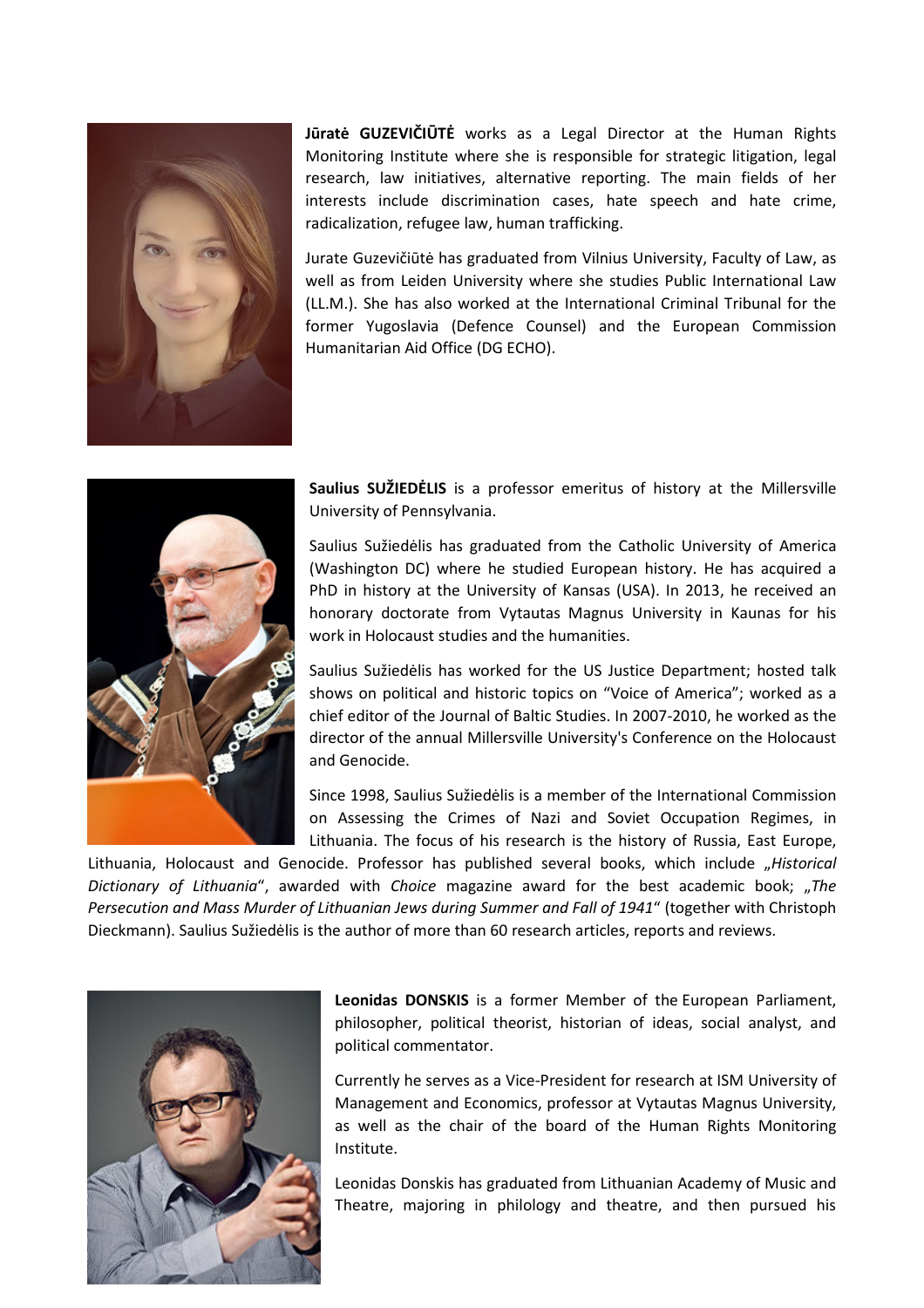**Jūratė GUZEVIČIŪTĖ** works as a Legal Director at the Human Rights Monitoring Institute where she is responsible for strategic litigation, legal research, law initiatives, alternative reporting. The main fields of her interests include discrimination cases, hate speech and hate crime, radicalization, refugee law, human trafficking.

Jurate Guzevičiūtė has graduated from Vilnius University, Faculty of Law, as well as from Leiden University where she studies Public International Law (LL.M.). She has also worked at the International Criminal Tribunal for the former Yugoslavia (Defence Counsel) and the European Commission Humanitarian Aid Office (DG ECHO).

**Saulius SUŽIEDĖLIS** is a professor emeritus of history at the Millersville University of Pennsylvania.

Saulius Sužiedėlis has graduated from the Catholic University of America (Washington DC) where he studied European history. He has acquired a PhD in history at the University of Kansas (USA). In 2013, he received an honorary doctorate from Vytautas Magnus University in Kaunas for his work in Holocaust studies and the humanities.

Saulius Sužiedėlis has worked for the US Justice Department; hosted talk shows on political and historic topics on "Voice of America"; worked as a chief editor of the Journal of Baltic Studies. In 2007-2010, he worked as the director of the annual Millersville University's Conference on the Holocaust and Genocide.

Since 1998, Saulius Sužiedėlis is a member of the International Commission on Assessing the Crimes of Nazi and Soviet Occupation Regimes, in Lithuania. The focus of his research is the history of Russia, East Europe, Lithuania, Holocaust and Genocide. Professor has published several books, which include *„Historical Dictionary of Lithuania*", awarded with *Choice* magazine award for the best academic book; *„The Persecution and Mass Murder of Lithuanian Jews during Summer and Fall of 1941*" (together with Christoph Dieckmann). Saulius Sužiedėlis is the author of more than 60 research articles, reports and reviews.

**Leonidas DONSKIS** is a former Member of the European Parliament, philosopher, political theorist, historian of ideas, social analyst, and political commentator.

Currently he serves as a Vice-President for research at ISM University of Management and Economics, professor at Vytautas Magnus University, as well as the chair of the board of the Human Rights Monitoring Institute.

Leonidas Donskis has graduated from Lithuanian Academy of Music and Theatre, majoring in philology and theatre, and then pursued his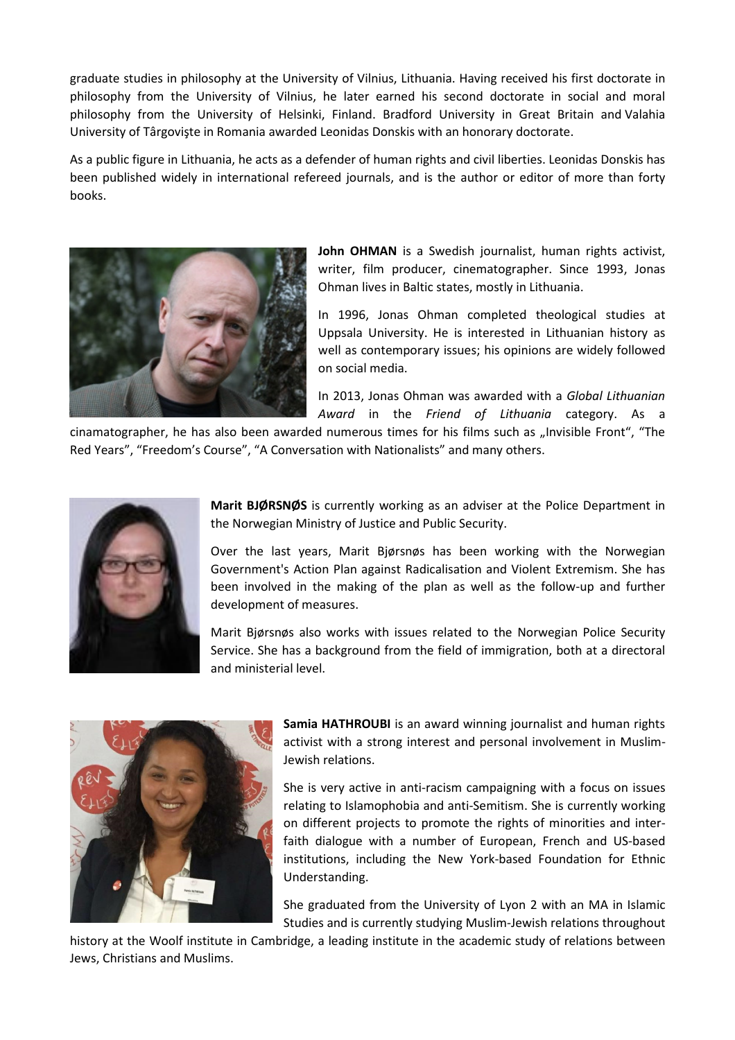graduate studies in philosophy at the University of Vilnius, Lithuania. Having received his first doctorate in philosophy from the University of Vilnius, he later earned his second doctorate in social and moral philosophy from the University of Helsinki, Finland. Bradford University in Great Britain and Valahia University of Târgovişte in Romania awarded Leonidas Donskis with an honorary doctorate.

As a public figure in Lithuania, he acts as a defender of human rights and civil liberties. Leonidas Donskis has been published widely in international refereed journals, and is the author or editor of more than forty books.

**John OHMAN** is a Swedish journalist, human rights activist, writer, film producer, cinematographer. Since 1993, Jonas Ohman lives in Baltic states, mostly in Lithuania.

In 1996, Jonas Ohman completed theological studies at Uppsala University. He is interested in Lithuanian history as well as contemporary issues; his opinions are widely followed on social media.

In 2013, Jonas Ohman was awarded with a *Global Lithuanian Award* in the *Friend of Lithuania* category. As a cinamatographer, he has also been awarded numerous times for his films such as „Invisible Front", "The Red Years", "Freedom's Course", "A Conversation with Nationalists" and many others.

**Marit BJØRSNØS** is currently working as an adviser at the Police Department in the Norwegian Ministry of Justice and Public Security.

Over the last years, Marit Bjørsnøs has been working with the Norwegian Government's Action Plan against Radicalisation and Violent Extremism. She has been involved in the making of the plan as well as the follow-up and further development of measures.

Marit Bjørsnøs also works with issues related to the Norwegian Police Security Service. She has a background from the field of immigration, both at a directoral and ministerial level.

**Samia HATHROUBI** is an award winning journalist and human rights activist with a strong interest and personal involvement in Muslim-Jewish relations.

She is very active in anti-racism campaigning with a focus on issues relating to Islamophobia and anti-Semitism. She is currently working on different projects to promote the rights of minorities and inter-faith dialogue with a number of European, French and US-based institutions, including the New York-based Foundation for Ethnic Understanding.

She graduated from the University of Lyon 2 with an MA in Islamic Studies and is currently studying Muslim-Jewish relations throughout history at the Woolf institute in Cambridge, a leading institute in the academic study of relations between Jews, Christians and Muslims.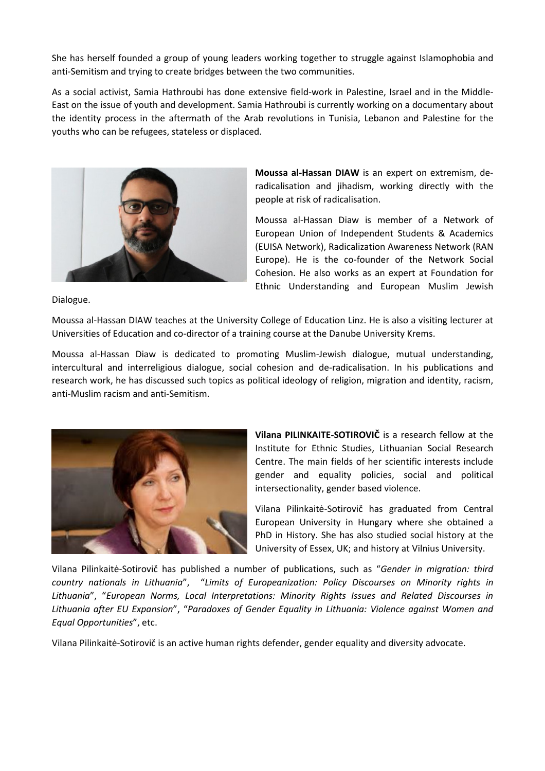She has herself founded a group of young leaders working together to struggle against Islamophobia and anti-Semitism and trying to create bridges between the two communities.

As a social activist, Samia Hathroubi has done extensive field-work in Palestine, Israel and in the Middle-East on the issue of youth and development. Samia Hathroubi is currently working on a documentary about the identity process in the aftermath of the Arab revolutions in Tunisia, Lebanon and Palestine for the youths who can be refugees, stateless or displaced.

**Moussa al-Hassan DIAW** is an expert on extremism, de-radicalisation and jihadism, working directly with the people at risk of radicalisation.

Moussa al-Hassan Diaw is member of a Network of European Union of Independent Students & Academics (EUISA Network), Radicalization Awareness Network (RAN Europe). He is the co-founder of the Network Social Cohesion. He also works as an expert at Foundation for Ethnic Understanding and European Muslim Jewish Dialogue.

Moussa al-Hassan DIAW teaches at the University College of Education Linz. He is also a visiting lecturer at Universities of Education and co-director of a training course at the Danube University Krems.

Moussa al-Hassan Diaw is dedicated to promoting Muslim-Jewish dialogue, mutual understanding, intercultural and interreligious dialogue, social cohesion and de-radicalisation. In his publications and research work, he has discussed such topics as political ideology of religion, migration and identity, racism, anti-Muslim racism and anti-Semitism.

**Vilana PILINKAITE-SOTIROVIČ** is a research fellow at the Institute for Ethnic Studies, Lithuanian Social Research Centre. The main fields of her scientific interests include gender and equality policies, social and political intersectionality, gender based violence.

Vilana Pilinkaitė-Sotirovič has graduated from Central European University in Hungary where she obtained a PhD in History. She has also studied social history at the University of Essex, UK; and history at Vilnius University.

Vilana Pilinkaitė-Sotirovič has published a number of publications, such as "*Gender in migration: third country nationals in Lithuania*", "*Limits of Europeanization: Policy Discourses on Minority rights in Lithuania*", "*European Norms, Local Interpretations: Minority Rights Issues and Related Discourses in Lithuania after EU Expansion*", "*Paradoxes of Gender Equality in Lithuania: Violence against Women and Equal Opportunities*", etc.

Vilana Pilinkaitė-Sotirovič is an active human rights defender, gender equality and diversity advocate.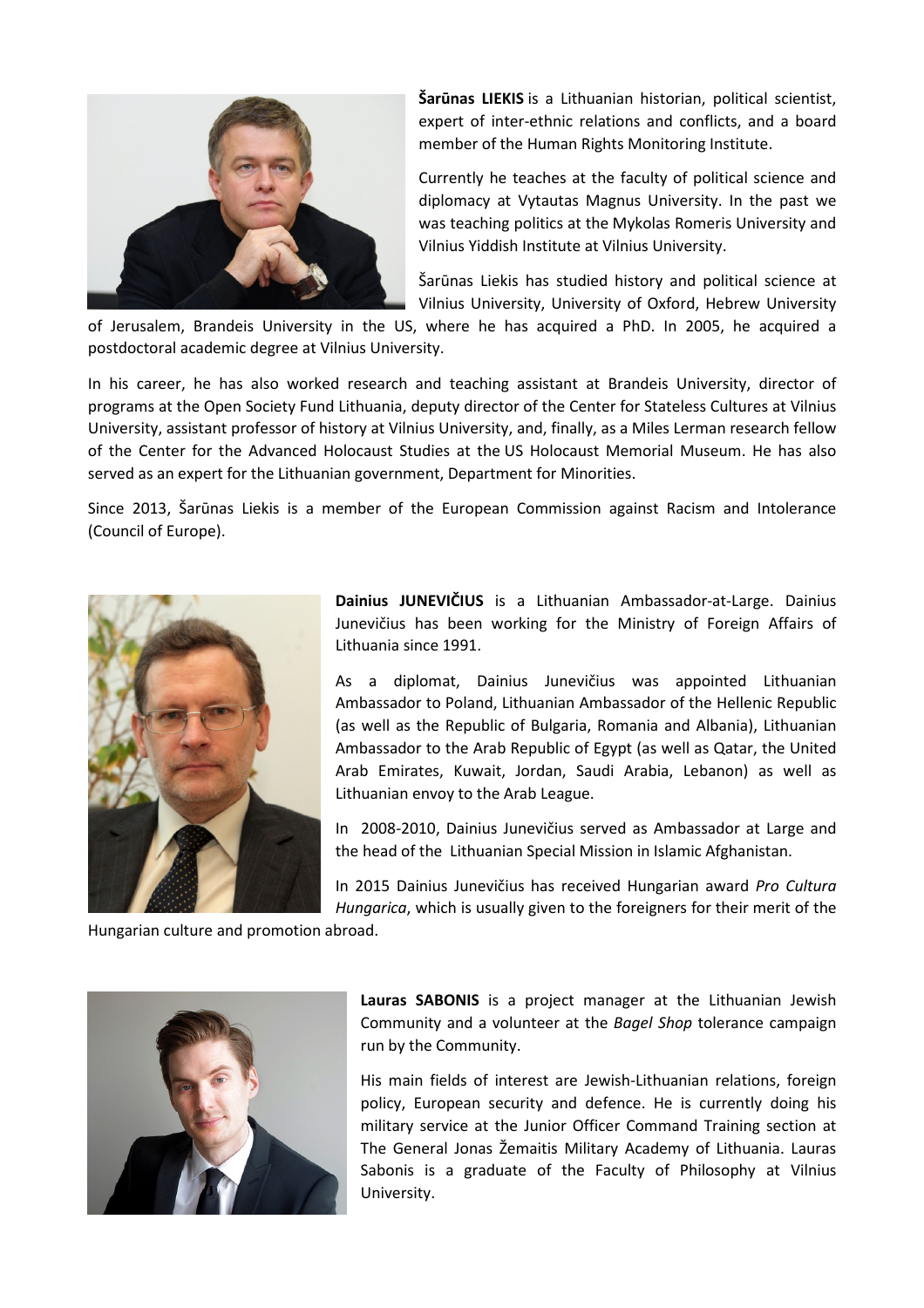**Šarūnas LIEKIS** is a Lithuanian historian, political scientist, expert of inter-ethnic relations and conflicts, and a board member of the Human Rights Monitoring Institute.

Currently he teaches at the faculty of political science and diplomacy at Vytautas Magnus University. In the past we was teaching politics at the Mykolas Romeris University and Vilnius Yiddish Institute at Vilnius University.

Šarūnas Liekis has studied history and political science at Vilnius University, University of Oxford, Hebrew University of Jerusalem, Brandeis University in the US, where he has acquired a PhD. In 2005, he acquired a postdoctoral academic degree at Vilnius University.

In his career, he has also worked research and teaching assistant at Brandeis University, director of programs at the Open Society Fund Lithuania, deputy director of the Center for Stateless Cultures at Vilnius University, assistant professor of history at Vilnius University, and, finally, as a Miles Lerman research fellow of the Center for the Advanced Holocaust Studies at the US Holocaust Memorial Museum. He has also served as an expert for the Lithuanian government, Department for Minorities.

Since 2013, Šarūnas Liekis is a member of the European Commission against Racism and Intolerance (Council of Europe).

**Dainius JUNEVIČIUS** is a Lithuanian Ambassador-at-Large. Dainius Junevičius has been working for the Ministry of Foreign Affairs of Lithuania since 1991.

As a diplomat, Dainius Junevičius was appointed Lithuanian Ambassador to Poland, Lithuanian Ambassador of the Hellenic Republic (as well as the Republic of Bulgaria, Romania and Albania), Lithuanian Ambassador to the Arab Republic of Egypt (as well as Qatar, the United Arab Emirates, Kuwait, Jordan, Saudi Arabia, Lebanon) as well as Lithuanian envoy to the Arab League.

In 2008-2010, Dainius Junevičius served as Ambassador at Large and the head of the Lithuanian Special Mission in Islamic Afghanistan.

In 2015 Dainius Junevičius has received Hungarian award *Pro Cultura Hungarica*, which is usually given to the foreigners for their merit of the Hungarian culture and promotion abroad.

**Lauras SABONIS** is a project manager at the Lithuanian Jewish Community and a volunteer at the *Bagel Shop* tolerance campaign run by the Community.

His main fields of interest are Jewish-Lithuanian relations, foreign policy, European security and defence. He is currently doing his military service at the Junior Officer Command Training section at The General Jonas Žemaitis Military Academy of Lithuania. Lauras Sabonis is a graduate of the Faculty of Philosophy at Vilnius University.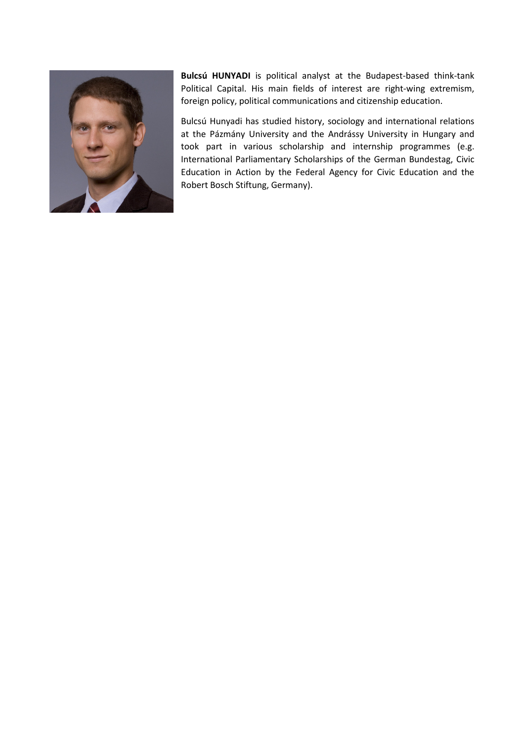**Bulcsú HUNYADI** is political analyst at the Budapest-based think-tank Political Capital. His main fields of interest are right-wing extremism, foreign policy, political communications and citizenship education.

Bulcsú Hunyadi has studied history, sociology and international relations at the Pázmány University and the Andrássy University in Hungary and took part in various scholarship and internship programmes (e.g. International Parliamentary Scholarships of the German Bundestag, Civic Education in Action by the Federal Agency for Civic Education and the Robert Bosch Stiftung, Germany).